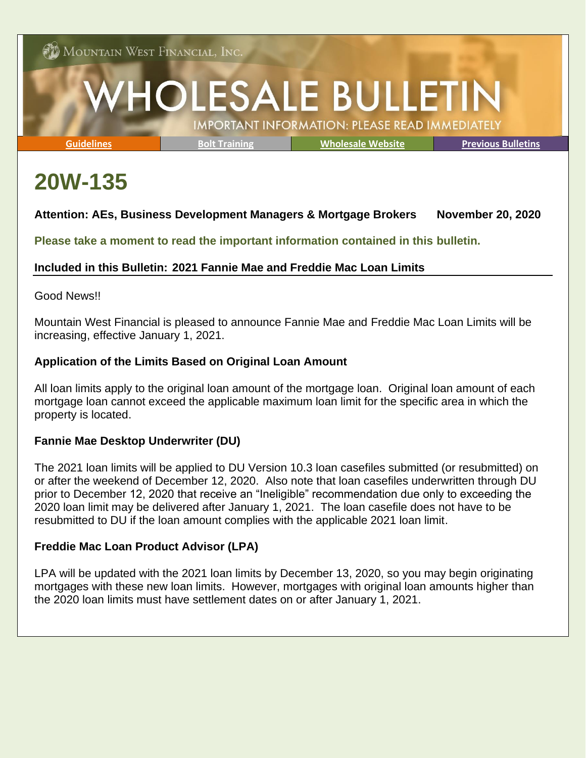Mountain West Financial, Inc.

# WHOLESALE BULLETIN

IMPORTANT INFORMATION: PLEASE READ IMMEDIATELY

| Guidelines | Bolt Training | Wholesale Website | Previous Bulletins |
|---|---|---|---|

# 20W-135

**Attention: AEs, Business Development Managers & Mortgage Brokers** **November 20, 2020**

**Please take a moment to read the important information contained in this bulletin.**

**Included in this Bulletin: 2021 Fannie Mae and Freddie Mac Loan Limits**

Good News!!

Mountain West Financial is pleased to announce Fannie Mae and Freddie Mac Loan Limits will be increasing, effective January 1, 2021.

### Application of the Limits Based on Original Loan Amount

All loan limits apply to the original loan amount of the mortgage loan. Original loan amount of each mortgage loan cannot exceed the applicable maximum loan limit for the specific area in which the property is located.

### Fannie Mae Desktop Underwriter (DU)

The 2021 loan limits will be applied to DU Version 10.3 loan casefiles submitted (or resubmitted) on or after the weekend of December 12, 2020. Also note that loan casefiles underwritten through DU prior to December 12, 2020 that receive an "Ineligible" recommendation due only to exceeding the 2020 loan limit may be delivered after January 1, 2021. The loan casefile does not have to be resubmitted to DU if the loan amount complies with the applicable 2021 loan limit.

### Freddie Mac Loan Product Advisor (LPA)

LPA will be updated with the 2021 loan limits by December 13, 2020, so you may begin originating mortgages with these new loan limits. However, mortgages with original loan amounts higher than the 2020 loan limits must have settlement dates on or after January 1, 2021.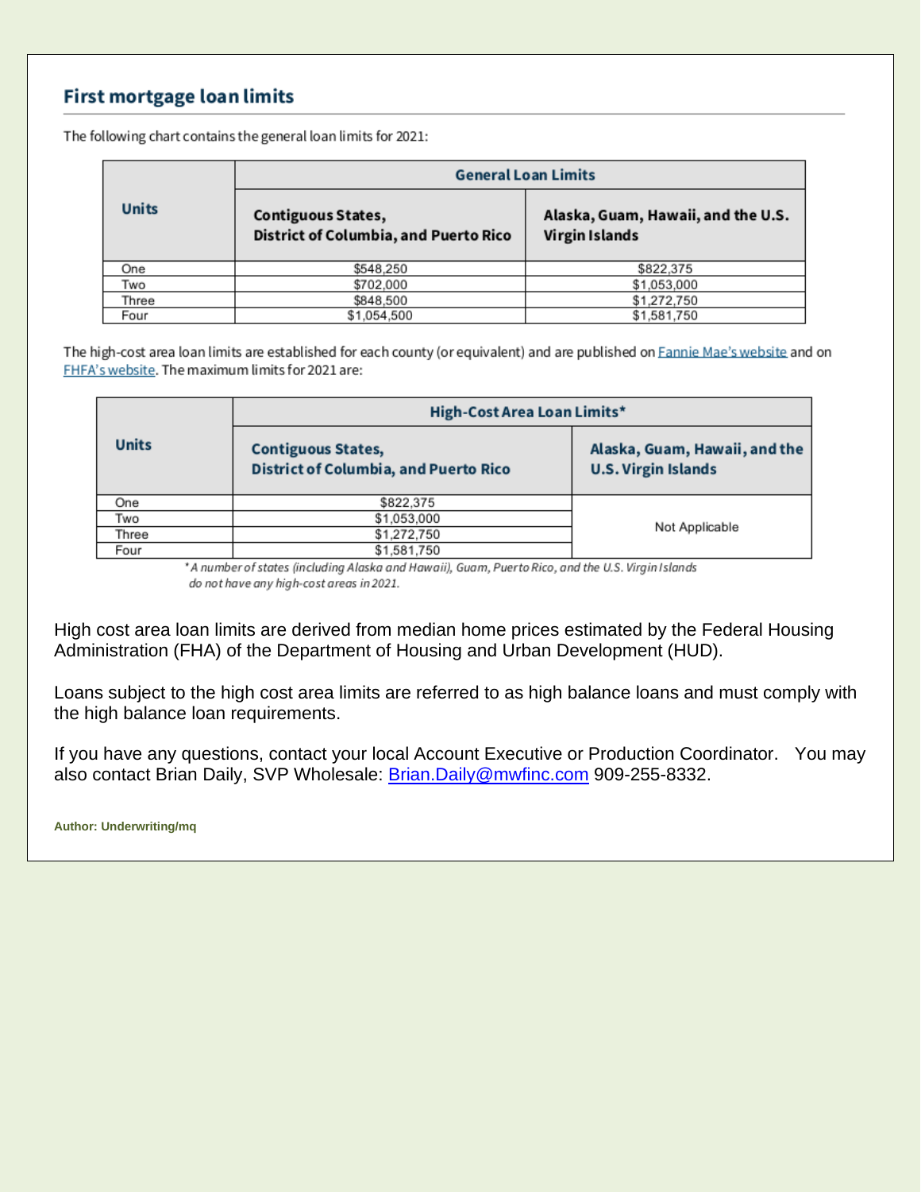## First mortgage loan limits

The following chart contains the general loan limits for 2021:

| Units | General Loan Limits | |
|---|---|---|
| | Contiguous States, District of Columbia, and Puerto Rico | Alaska, Guam, Hawaii, and the U.S. Virgin Islands |
| One | $548,250 | $822,375 |
| Two | $702,000 | $1,053,000 |
| Three | $848,500 | $1,272,750 |
| Four | $1,054,500 | $1,581,750 |

The high-cost area loan limits are established for each county (or equivalent) and are published on [Fannie Mae's website]() and on [FHFA's website](). The maximum limits for 2021 are:

| Units | High-Cost Area Loan Limits* | |
|---|---|---|
| | Contiguous States, District of Columbia, and Puerto Rico | Alaska, Guam, Hawaii, and the U.S. Virgin Islands |
| One | $822,375 | Not Applicable |
| Two | $1,053,000 | |
| Three | $1,272,750 | |
| Four | $1,581,750 | |

*\*A number of states (including Alaska and Hawaii), Guam, Puerto Rico, and the U.S. Virgin Islands do not have any high-cost areas in 2021.*

High cost area loan limits are derived from median home prices estimated by the Federal Housing Administration (FHA) of the Department of Housing and Urban Development (HUD).

Loans subject to the high cost area limits are referred to as high balance loans and must comply with the high balance loan requirements.

If you have any questions, contact your local Account Executive or Production Coordinator. You may also contact Brian Daily, SVP Wholesale: Brian.Daily@mwfinc.com 909-255-8332.

**Author: Underwriting/mq**